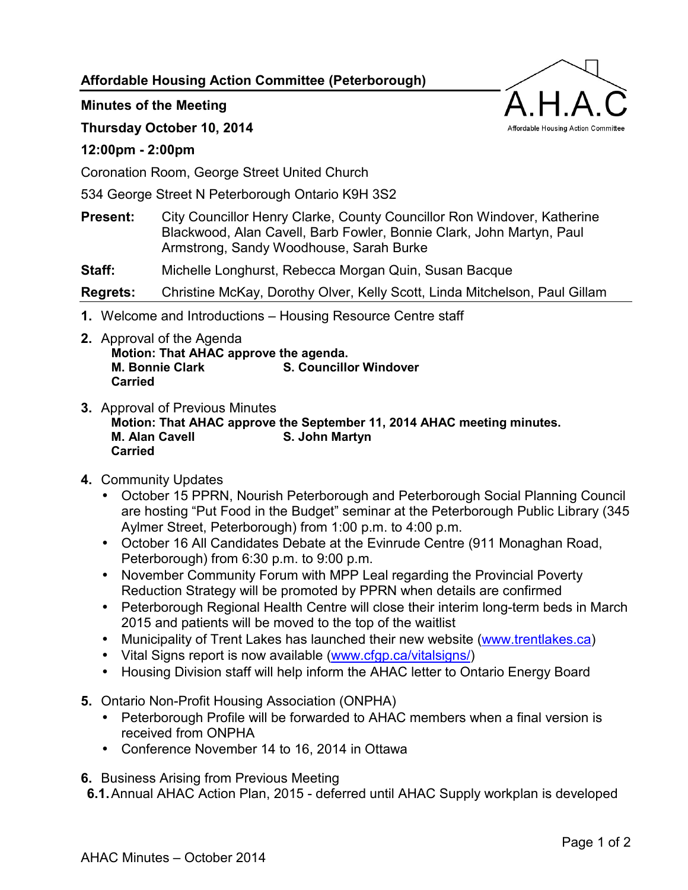## Affordable Housing Action Committee (Peterborough)

**Minutes of the Meeting**

**Thursday October 10, 2014**

**12:00pm - 2:00pm**

Coronation Room, George Street United Church

534 George Street N Peterborough Ontario K9H 3S2

**Present:** City Councillor Henry Clarke, County Councillor Ron Windover, Katherine Blackwood, Alan Cavell, Barb Fowler, Bonnie Clark, John Martyn, Paul Armstrong, Sandy Woodhouse, Sarah Burke

**Staff:** Michelle Longhurst, Rebecca Morgan Quin, Susan Bacque

**Regrets:** Christine McKay, Dorothy Olver, Kelly Scott, Linda Mitchelson, Paul Gillam

1. Welcome and Introductions – Housing Resource Centre staff

2. Approval of the Agenda
   **Motion: That AHAC approve the agenda.**
   **M. Bonnie Clark S. Councillor Windover**
   **Carried**

3. Approval of Previous Minutes
   **Motion: That AHAC approve the September 11, 2014 AHAC meeting minutes.**
   **M. Alan Cavell S. John Martyn**
   **Carried**

4. Community Updates
   - October 15 PPRN, Nourish Peterborough and Peterborough Social Planning Council are hosting "Put Food in the Budget" seminar at the Peterborough Public Library (345 Aylmer Street, Peterborough) from 1:00 p.m. to 4:00 p.m.
   - October 16 All Candidates Debate at the Evinrude Centre (911 Monaghan Road, Peterborough) from 6:30 p.m. to 9:00 p.m.
   - November Community Forum with MPP Leal regarding the Provincial Poverty Reduction Strategy will be promoted by PPRN when details are confirmed
   - Peterborough Regional Health Centre will close their interim long-term beds in March 2015 and patients will be moved to the top of the waitlist
   - Municipality of Trent Lakes has launched their new website (www.trentlakes.ca)
   - Vital Signs report is now available (www.cfgp.ca/vitalsigns/)
   - Housing Division staff will help inform the AHAC letter to Ontario Energy Board

5. Ontario Non-Profit Housing Association (ONPHA)
   - Peterborough Profile will be forwarded to AHAC members when a final version is received from ONPHA
   - Conference November 14 to 16, 2014 in Ottawa

6. Business Arising from Previous Meeting
   6.1. Annual AHAC Action Plan, 2015 - deferred until AHAC Supply workplan is developed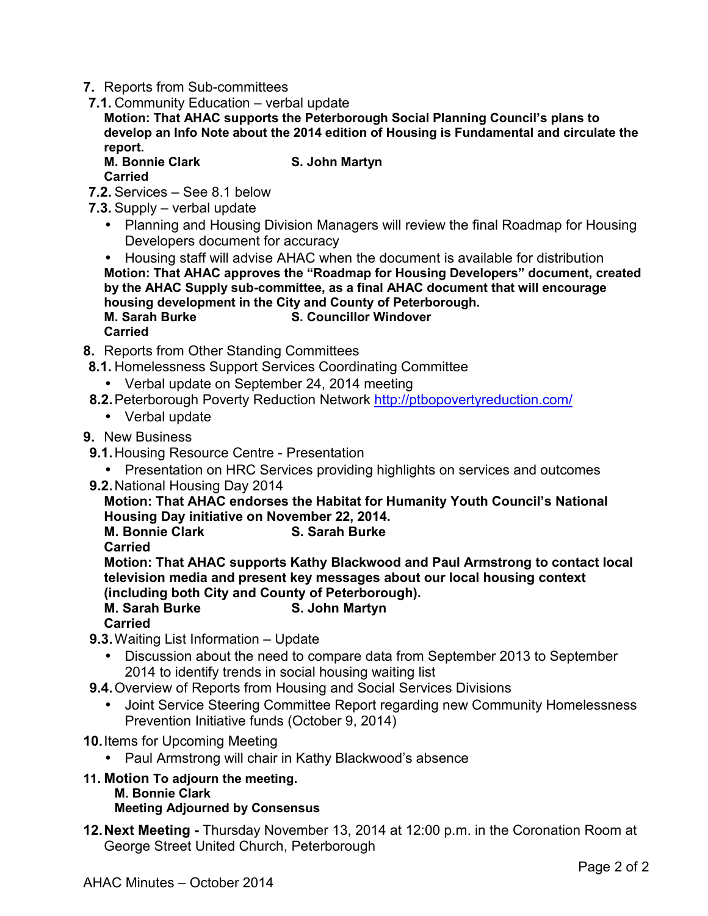7. Reports from Sub-committees
   7.1. Community Education – verbal update
   **Motion: That AHAC supports the Peterborough Social Planning Council's plans to develop an Info Note about the 2014 edition of Housing is Fundamental and circulate the report.**
   **M. Bonnie Clark S. John Martyn**
   **Carried**
   7.2. Services – See 8.1 below
   7.3. Supply – verbal update
   - Planning and Housing Division Managers will review the final Roadmap for Housing Developers document for accuracy
   - Housing staff will advise AHAC when the document is available for distribution

   **Motion: That AHAC approves the "Roadmap for Housing Developers" document, created by the AHAC Supply sub-committee, as a final AHAC document that will encourage housing development in the City and County of Peterborough.**
   **M. Sarah Burke S. Councillor Windover**
   **Carried**
8. Reports from Other Standing Committees
   8.1. Homelessness Support Services Coordinating Committee
   - Verbal update on September 24, 2014 meeting

   8.2. Peterborough Poverty Reduction Network http://ptbopovertyreduction.com/
   - Verbal update
9. New Business
   9.1. Housing Resource Centre - Presentation
   - Presentation on HRC Services providing highlights on services and outcomes

   9.2. National Housing Day 2014
   **Motion: That AHAC endorses the Habitat for Humanity Youth Council's National Housing Day initiative on November 22, 2014.**
   **M. Bonnie Clark S. Sarah Burke**
   **Carried**
   **Motion: That AHAC supports Kathy Blackwood and Paul Armstrong to contact local television media and present key messages about our local housing context (including both City and County of Peterborough).**
   **M. Sarah Burke S. John Martyn**
   **Carried**
   9.3. Waiting List Information – Update
   - Discussion about the need to compare data from September 2013 to September 2014 to identify trends in social housing waiting list

   9.4. Overview of Reports from Housing and Social Services Divisions
   - Joint Service Steering Committee Report regarding new Community Homelessness Prevention Initiative funds (October 9, 2014)
10. Items for Upcoming Meeting
    - Paul Armstrong will chair in Kathy Blackwood's absence
11. **Motion To adjourn the meeting.**
    **M. Bonnie Clark**
    **Meeting Adjourned by Consensus**
12. **Next Meeting -** Thursday November 13, 2014 at 12:00 p.m. in the Coronation Room at George Street United Church, Peterborough